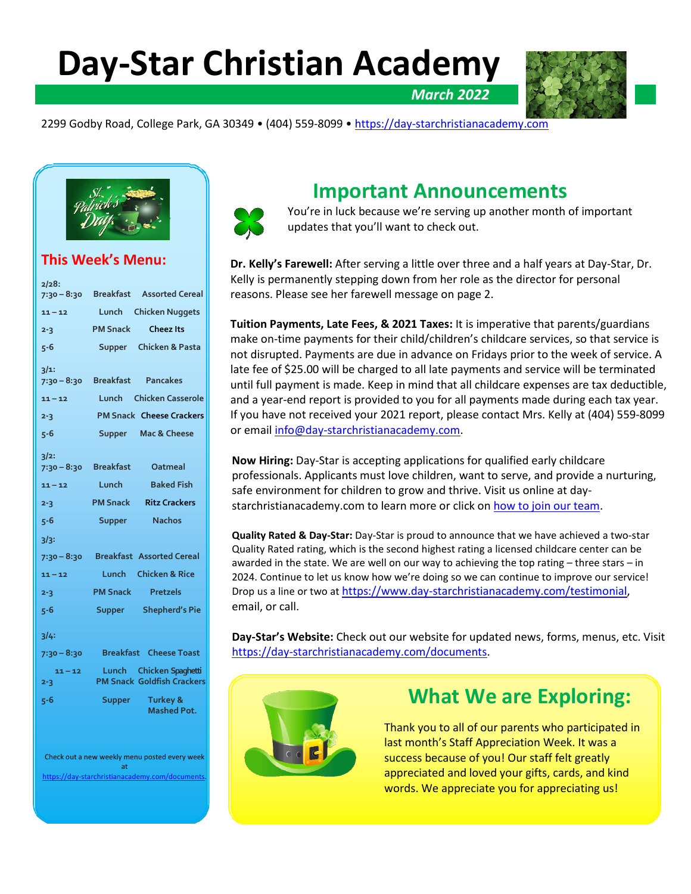# Day-Star Christian Academy

*March 2022*

2299 Godby Road, College Park, GA 30349 • (404) 559-8099 • https://day-starchristianacademy.com

## This Week's Menu:

| Date/Time | Meal | Menu |
|---|---|---|
| **2/28:** | | |
| 7:30 – 8:30 | Breakfast | Assorted Cereal |
| 11 – 12 | Lunch | Chicken Nuggets |
| 2-3 | PM Snack | Cheez Its |
| 5-6 | Supper | Chicken & Pasta |
| **3/1:** | | |
| 7:30 – 8:30 | Breakfast | Pancakes |
| 11 – 12 | Lunch | Chicken Casserole |
| 2-3 | PM Snack | Cheese Crackers |
| 5-6 | Supper | Mac & Cheese |
| **3/2:** | | |
| 7:30 – 8:30 | Breakfast | Oatmeal |
| 11 – 12 | Lunch | Baked Fish |
| 2-3 | PM Snack | Ritz Crackers |
| 5-6 | Supper | Nachos |
| **3/3:** | | |
| 7:30 – 8:30 | Breakfast | Assorted Cereal |
| 11 – 12 | Lunch | Chicken & Rice |
| 2-3 | PM Snack | Pretzels |
| 5-6 | Supper | Shepherd's Pie |
| **3/4:** | | |
| 7:30 – 8:30 | Breakfast | Cheese Toast |
| 11 – 12 | Lunch | Chicken Spaghetti |
| 2-3 | PM Snack | Goldfish Crackers |
| 5-6 | Supper | Turkey & Mashed Pot. |

Check out a new weekly menu posted every week at https://day-starchristianacademy.com/documents.

## Important Announcements

You're in luck because we're serving up another month of important updates that you'll want to check out.

**Dr. Kelly's Farewell:** After serving a little over three and a half years at Day-Star, Dr. Kelly is permanently stepping down from her role as the director for personal reasons. Please see her farewell message on page 2.

**Tuition Payments, Late Fees, & 2021 Taxes:** It is imperative that parents/guardians make on-time payments for their child/children's childcare services, so that service is not disrupted. Payments are due in advance on Fridays prior to the week of service. A late fee of $25.00 will be charged to all late payments and service will be terminated until full payment is made. Keep in mind that all childcare expenses are tax deductible, and a year-end report is provided to you for all payments made during each tax year. If you have not received your 2021 report, please contact Mrs. Kelly at (404) 559-8099 or email info@day-starchristianacademy.com.

**Now Hiring:** Day-Star is accepting applications for qualified early childcare professionals. Applicants must love children, want to serve, and provide a nurturing, safe environment for children to grow and thrive. Visit us online at day-starchristianacademy.com to learn more or click on how to join our team.

**Quality Rated & Day-Star:** Day-Star is proud to announce that we have achieved a two-star Quality Rated rating, which is the second highest rating a licensed childcare center can be awarded in the state. We are well on our way to achieving the top rating – three stars – in 2024. Continue to let us know how we're doing so we can continue to improve our service! Drop us a line or two at https://www.day-starchristianacademy.com/testimonial, email, or call.

**Day-Star's Website:** Check out our website for updated news, forms, menus, etc. Visit https://day-starchristianacademy.com/documents.

## What We are Exploring:

Thank you to all of our parents who participated in last month's Staff Appreciation Week. It was a success because of you! Our staff felt greatly appreciated and loved your gifts, cards, and kind words. We appreciate you for appreciating us!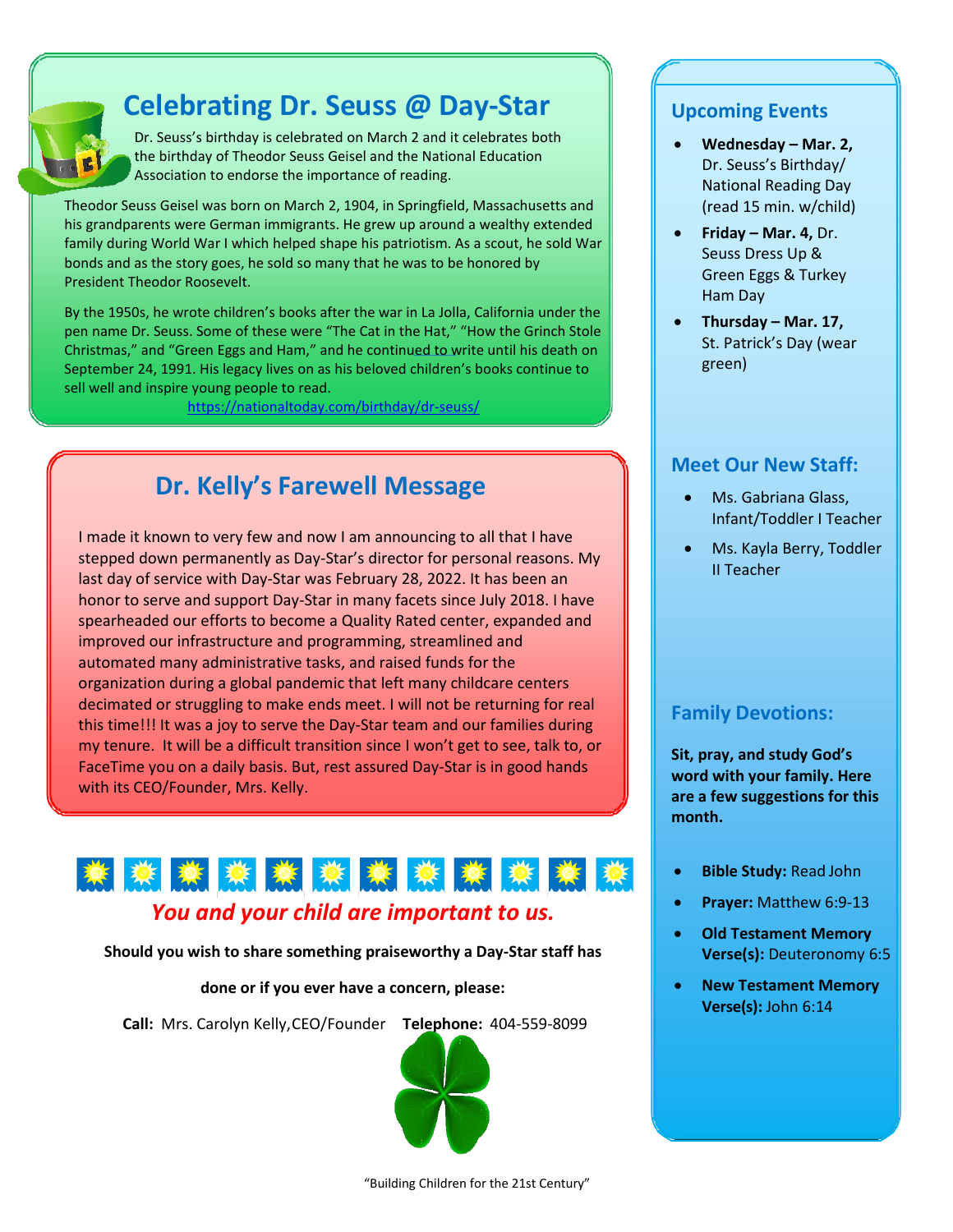## Celebrating Dr. Seuss @ Day-Star

Dr. Seuss's birthday is celebrated on March 2 and it celebrates both the birthday of Theodor Seuss Geisel and the National Education Association to endorse the importance of reading.

Theodor Seuss Geisel was born on March 2, 1904, in Springfield, Massachusetts and his grandparents were German immigrants. He grew up around a wealthy extended family during World War I which helped shape his patriotism. As a scout, he sold War bonds and as the story goes, he sold so many that he was to be honored by President Theodor Roosevelt.

By the 1950s, he wrote children's books after the war in La Jolla, California under the pen name Dr. Seuss. Some of these were "The Cat in the Hat," "How the Grinch Stole Christmas," and "Green Eggs and Ham," and he continued to write until his death on September 24, 1991. His legacy lives on as his beloved children's books continue to sell well and inspire young people to read.

https://nationaltoday.com/birthday/dr-seuss/

## Dr. Kelly's Farewell Message

I made it known to very few and now I am announcing to all that I have stepped down permanently as Day-Star's director for personal reasons. My last day of service with Day-Star was February 28, 2022. It has been an honor to serve and support Day-Star in many facets since July 2018. I have spearheaded our efforts to become a Quality Rated center, expanded and improved our infrastructure and programming, streamlined and automated many administrative tasks, and raised funds for the organization during a global pandemic that left many childcare centers decimated or struggling to make ends meet. I will not be returning for real this time!!! It was a joy to serve the Day-Star team and our families during my tenure. It will be a difficult transition since I won't get to see, talk to, or FaceTime you on a daily basis. But, rest assured Day-Star is in good hands with its CEO/Founder, Mrs. Kelly.

*You and your child are important to us.*

**Should you wish to share something praiseworthy a Day-Star staff has done or if you ever have a concern, please:**

**Call:** Mrs. Carolyn Kelly,CEO/Founder **Telephone:** 404-559-8099

"Building Children for the 21st Century"

## Upcoming Events

- **Wednesday – Mar. 2,** Dr. Seuss's Birthday/ National Reading Day (read 15 min. w/child)
- **Friday – Mar. 4,** Dr. Seuss Dress Up & Green Eggs & Turkey Ham Day
- **Thursday – Mar. 17,** St. Patrick's Day (wear green)

## Meet Our New Staff:

- Ms. Gabriana Glass, Infant/Toddler I Teacher
- Ms. Kayla Berry, Toddler II Teacher

## Family Devotions:

**Sit, pray, and study God's word with your family. Here are a few suggestions for this month.**

- **Bible Study:** Read John
- **Prayer:** Matthew 6:9-13
- **Old Testament Memory Verse(s):** Deuteronomy 6:5
- **New Testament Memory Verse(s):** John 6:14